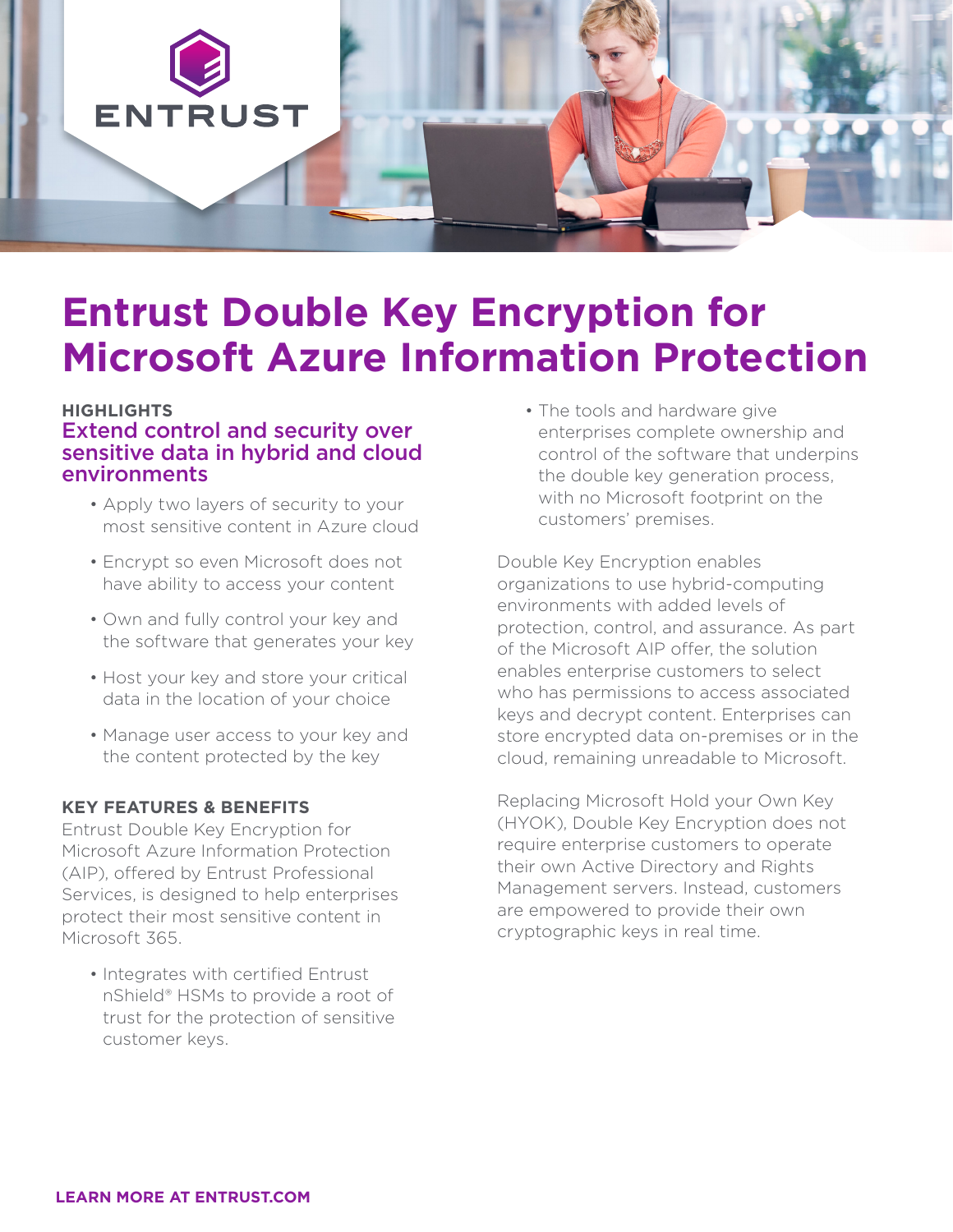# Entrust Double Key Encryption for Microsoft Azure Information Protection

**HIGHLIGHTS**

## Extend control and security over sensitive data in hybrid and cloud environments

- Apply two layers of security to your most sensitive content in Azure cloud
- Encrypt so even Microsoft does not have ability to access your content
- Own and fully control your key and the software that generates your key
- Host your key and store your critical data in the location of your choice
- Manage user access to your key and the content protected by the key

**KEY FEATURES & BENEFITS**

Entrust Double Key Encryption for Microsoft Azure Information Protection (AIP), offered by Entrust Professional Services, is designed to help enterprises protect their most sensitive content in Microsoft 365.

- Integrates with certified Entrust nShield® HSMs to provide a root of trust for the protection of sensitive customer keys.
- The tools and hardware give enterprises complete ownership and control of the software that underpins the double key generation process, with no Microsoft footprint on the customers' premises.

Double Key Encryption enables organizations to use hybrid-computing environments with added levels of protection, control, and assurance. As part of the Microsoft AIP offer, the solution enables enterprise customers to select who has permissions to access associated keys and decrypt content. Enterprises can store encrypted data on-premises or in the cloud, remaining unreadable to Microsoft.

Replacing Microsoft Hold your Own Key (HYOK), Double Key Encryption does not require enterprise customers to operate their own Active Directory and Rights Management servers. Instead, customers are empowered to provide their own cryptographic keys in real time.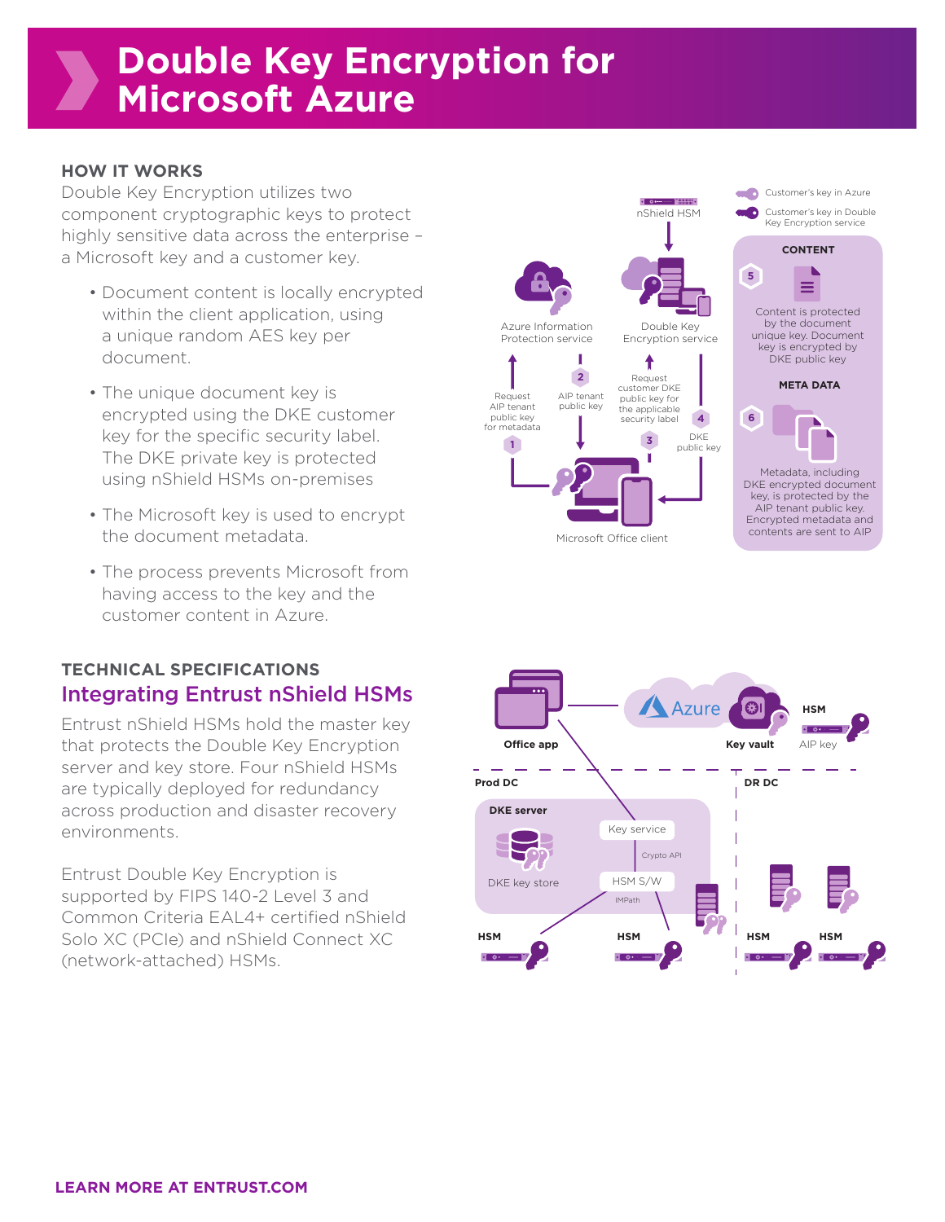# Double Key Encryption for Microsoft Azure

### HOW IT WORKS

Double Key Encryption utilizes two component cryptographic keys to protect highly sensitive data across the enterprise – a Microsoft key and a customer key.

- Document content is locally encrypted within the client application, using a unique random AES key per document.
- The unique document key is encrypted using the DKE customer key for the specific security label. The DKE private key is protected using nShield HSMs on-premises
- The Microsoft key is used to encrypt the document metadata.
- The process prevents Microsoft from having access to the key and the customer content in Azure.

Customer's key in Azure

Customer's key in Double Key Encryption service

nShield HSM

Azure Information Protection service

Double Key Encryption service

1 Request AIP tenant public key for metadata

2 AIP tenant public key

3 Request customer DKE public key for the applicable security label

4 DKE public key

Microsoft Office client

**CONTENT**

5 Content is protected by the document unique key. Document key is encrypted by DKE public key

**META DATA**

6 Metadata, including DKE encrypted document key, is protected by the AIP tenant public key. Encrypted metadata and contents are sent to AIP

### TECHNICAL SPECIFICATIONS

## Integrating Entrust nShield HSMs

Entrust nShield HSMs hold the master key that protects the Double Key Encryption server and key store. Four nShield HSMs are typically deployed for redundancy across production and disaster recovery environments.

Entrust Double Key Encryption is supported by FIPS 140-2 Level 3 and Common Criteria EAL4+ certified nShield Solo XC (PCIe) and nShield Connect XC (network-attached) HSMs.

**Office app** | Azure | **Key vault** | **HSM** | AIP key

**Prod DC** | **DR DC**

**DKE server**: DKE key store | Key service | Crypto API | HSM S/W | IMPath

**HSM** | **HSM** | **HSM** | **HSM**

**LEARN MORE AT ENTRUST.COM**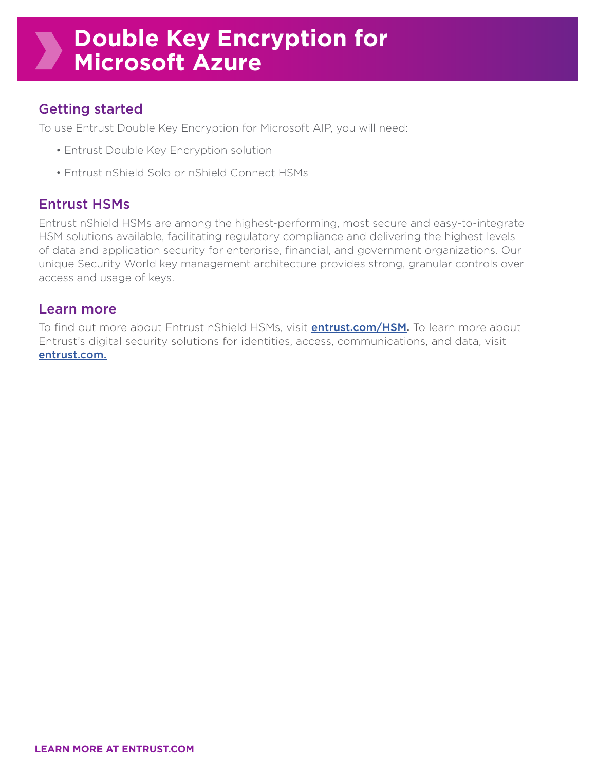# Double Key Encryption for Microsoft Azure

## Getting started

To use Entrust Double Key Encryption for Microsoft AIP, you will need:

- Entrust Double Key Encryption solution
- Entrust nShield Solo or nShield Connect HSMs

## Entrust HSMs

Entrust nShield HSMs are among the highest-performing, most secure and easy-to-integrate HSM solutions available, facilitating regulatory compliance and delivering the highest levels of data and application security for enterprise, financial, and government organizations. Our unique Security World key management architecture provides strong, granular controls over access and usage of keys.

## Learn more

To find out more about Entrust nShield HSMs, visit **entrust.com/HSM.** To learn more about Entrust's digital security solutions for identities, access, communications, and data, visit entrust.com.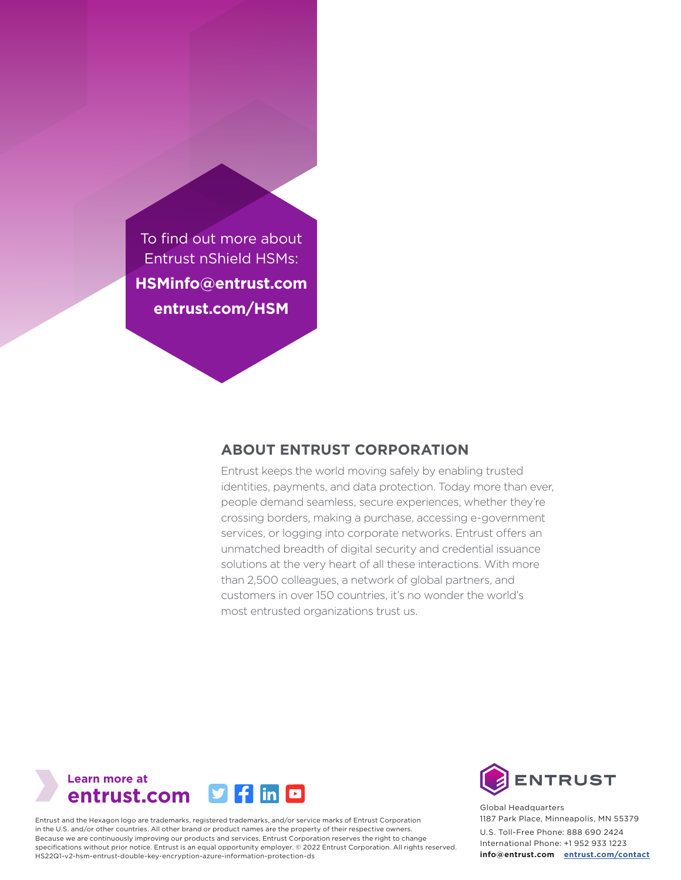To find out more about Entrust nShield HSMs:

**HSMinfo@entrust.com**

**entrust.com/HSM**

## ABOUT ENTRUST CORPORATION

Entrust keeps the world moving safely by enabling trusted identities, payments, and data protection. Today more than ever, people demand seamless, secure experiences, whether they're crossing borders, making a purchase, accessing e-government services, or logging into corporate networks. Entrust offers an unmatched breadth of digital security and credential issuance solutions at the very heart of all these interactions. With more than 2,500 colleagues, a network of global partners, and customers in over 150 countries, it's no wonder the world's most entrusted organizations trust us.

**Learn more at**
**entrust.com**

Entrust and the Hexagon logo are trademarks, registered trademarks, and/or service marks of Entrust Corporation in the U.S. and/or other countries. All other brand or product names are the property of their respective owners. Because we are continuously improving our products and services, Entrust Corporation reserves the right to change specifications without prior notice. Entrust is an equal opportunity employer. © 2022 Entrust Corporation. All rights reserved. HS22Q1-v2-hsm-entrust-double-key-encryption-azure-information-protection-ds

ENTRUST

Global Headquarters
1187 Park Place, Minneapolis, MN 55379

U.S. Toll-Free Phone: 888 690 2424
International Phone: +1 952 933 1223
**info@entrust.com** entrust.com/contact